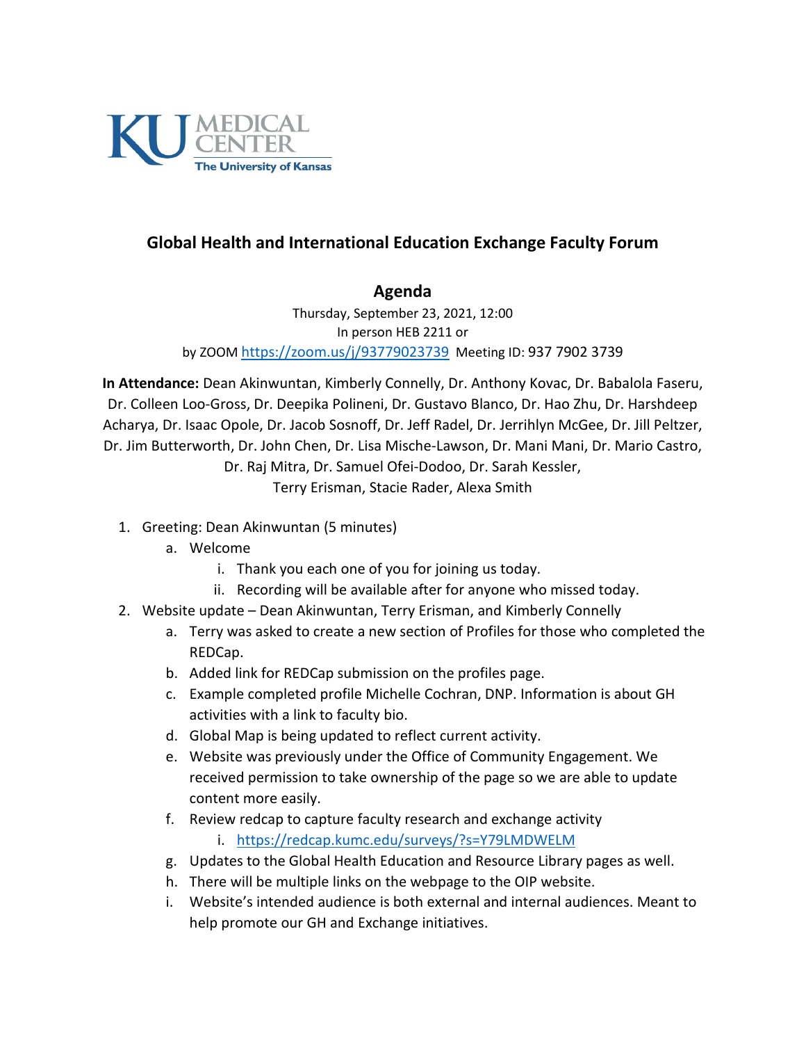KU MEDICAL CENTER
The University of Kansas

## Global Health and International Education Exchange Faculty Forum

### Agenda

Thursday, September 23, 2021, 12:00
In person HEB 2211 or
by ZOOM https://zoom.us/j/93779023739 Meeting ID: 937 7902 3739

**In Attendance:** Dean Akinwuntan, Kimberly Connelly, Dr. Anthony Kovac, Dr. Babalola Faseru, Dr. Colleen Loo-Gross, Dr. Deepika Polineni, Dr. Gustavo Blanco, Dr. Hao Zhu, Dr. Harshdeep Acharya, Dr. Isaac Opole, Dr. Jacob Sosnoff, Dr. Jeff Radel, Dr. Jerrihlyn McGee, Dr. Jill Peltzer, Dr. Jim Butterworth, Dr. John Chen, Dr. Lisa Mische-Lawson, Dr. Mani Mani, Dr. Mario Castro, Dr. Raj Mitra, Dr. Samuel Ofei-Dodoo, Dr. Sarah Kessler, Terry Erisman, Stacie Rader, Alexa Smith

1. Greeting: Dean Akinwuntan (5 minutes)
   a. Welcome
      i. Thank you each one of you for joining us today.
      ii. Recording will be available after for anyone who missed today.
2. Website update – Dean Akinwuntan, Terry Erisman, and Kimberly Connelly
   a. Terry was asked to create a new section of Profiles for those who completed the REDCap.
   b. Added link for REDCap submission on the profiles page.
   c. Example completed profile Michelle Cochran, DNP. Information is about GH activities with a link to faculty bio.
   d. Global Map is being updated to reflect current activity.
   e. Website was previously under the Office of Community Engagement. We received permission to take ownership of the page so we are able to update content more easily.
   f. Review redcap to capture faculty research and exchange activity
      i. https://redcap.kumc.edu/surveys/?s=Y79LMDWELM
   g. Updates to the Global Health Education and Resource Library pages as well.
   h. There will be multiple links on the webpage to the OIP website.
   i. Website's intended audience is both external and internal audiences. Meant to help promote our GH and Exchange initiatives.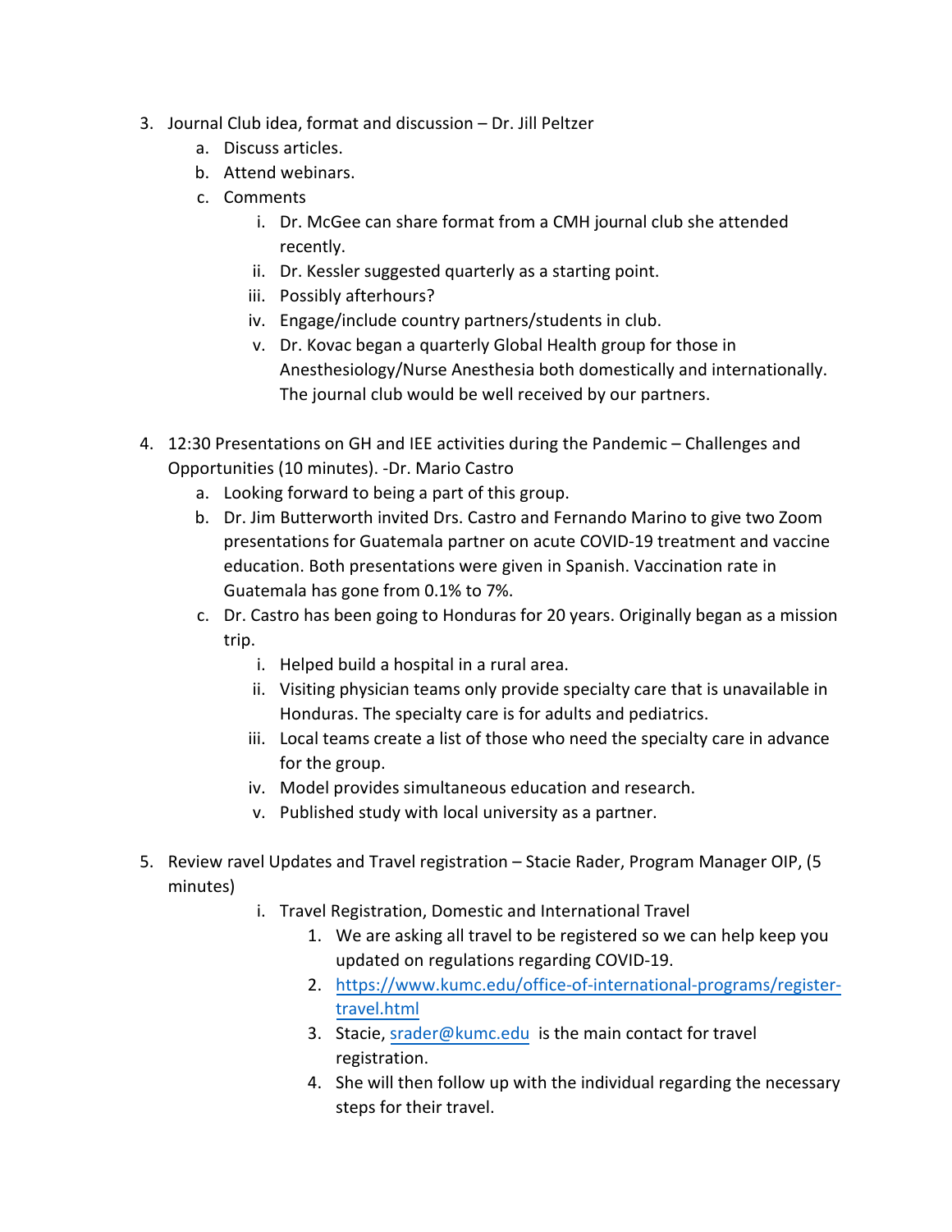3. Journal Club idea, format and discussion – Dr. Jill Peltzer
    a. Discuss articles.
    b. Attend webinars.
    c. Comments
        i. Dr. McGee can share format from a CMH journal club she attended recently.
        ii. Dr. Kessler suggested quarterly as a starting point.
        iii. Possibly afterhours?
        iv. Engage/include country partners/students in club.
        v. Dr. Kovac began a quarterly Global Health group for those in Anesthesiology/Nurse Anesthesia both domestically and internationally. The journal club would be well received by our partners.

4. 12:30 Presentations on GH and IEE activities during the Pandemic – Challenges and Opportunities (10 minutes). -Dr. Mario Castro
    a. Looking forward to being a part of this group.
    b. Dr. Jim Butterworth invited Drs. Castro and Fernando Marino to give two Zoom presentations for Guatemala partner on acute COVID-19 treatment and vaccine education. Both presentations were given in Spanish. Vaccination rate in Guatemala has gone from 0.1% to 7%.
    c. Dr. Castro has been going to Honduras for 20 years. Originally began as a mission trip.
        i. Helped build a hospital in a rural area.
        ii. Visiting physician teams only provide specialty care that is unavailable in Honduras. The specialty care is for adults and pediatrics.
        iii. Local teams create a list of those who need the specialty care in advance for the group.
        iv. Model provides simultaneous education and research.
        v. Published study with local university as a partner.

5. Review ravel Updates and Travel registration – Stacie Rader, Program Manager OIP, (5 minutes)
        i. Travel Registration, Domestic and International Travel
            1. We are asking all travel to be registered so we can help keep you updated on regulations regarding COVID-19.
            2. https://www.kumc.edu/office-of-international-programs/register-travel.html
            3. Stacie, srader@kumc.edu is the main contact for travel registration.
            4. She will then follow up with the individual regarding the necessary steps for their travel.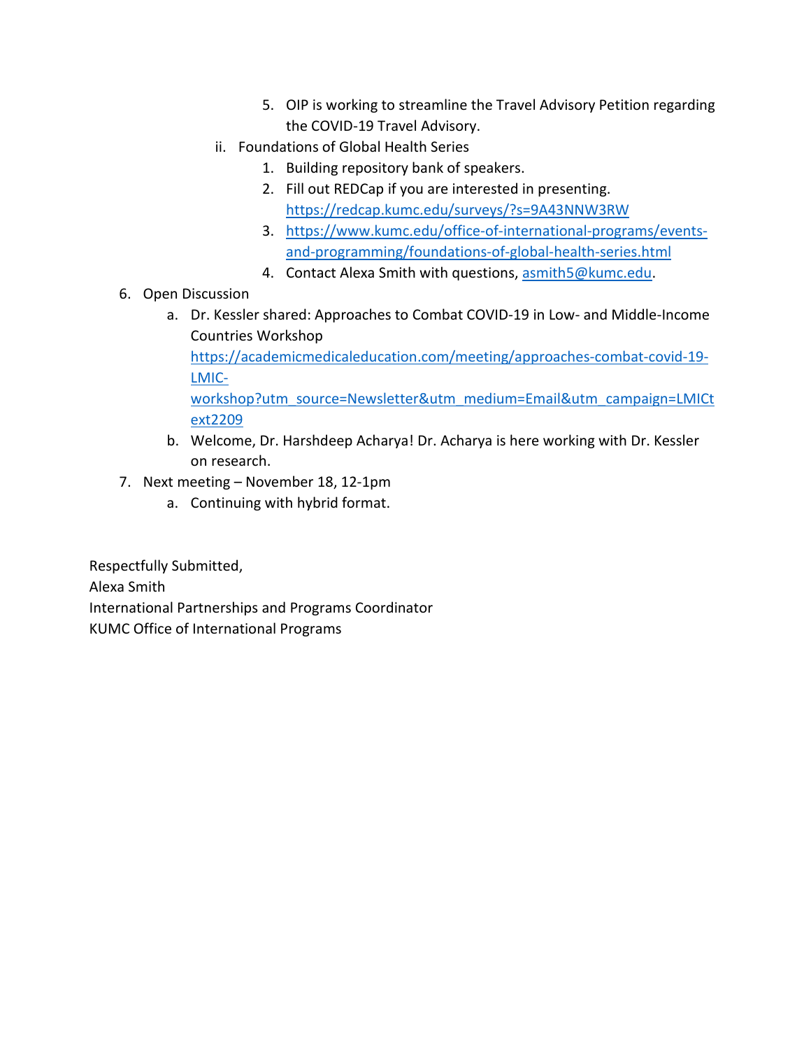5. OIP is working to streamline the Travel Advisory Petition regarding the COVID-19 Travel Advisory.

    ii. Foundations of Global Health Series
        1. Building repository bank of speakers.
        2. Fill out REDCap if you are interested in presenting. https://redcap.kumc.edu/surveys/?s=9A43NNW3RW
        3. https://www.kumc.edu/office-of-international-programs/events-and-programming/foundations-of-global-health-series.html
        4. Contact Alexa Smith with questions, asmith5@kumc.edu.

6. Open Discussion
    a. Dr. Kessler shared: Approaches to Combat COVID-19 in Low- and Middle-Income Countries Workshop https://academicmedicaleducation.com/meeting/approaches-combat-covid-19-LMIC-workshop?utm_source=Newsletter&utm_medium=Email&utm_campaign=LMICtext2209
    b. Welcome, Dr. Harshdeep Acharya! Dr. Acharya is here working with Dr. Kessler on research.

7. Next meeting – November 18, 12-1pm
    a. Continuing with hybrid format.

Respectfully Submitted,
Alexa Smith
International Partnerships and Programs Coordinator
KUMC Office of International Programs